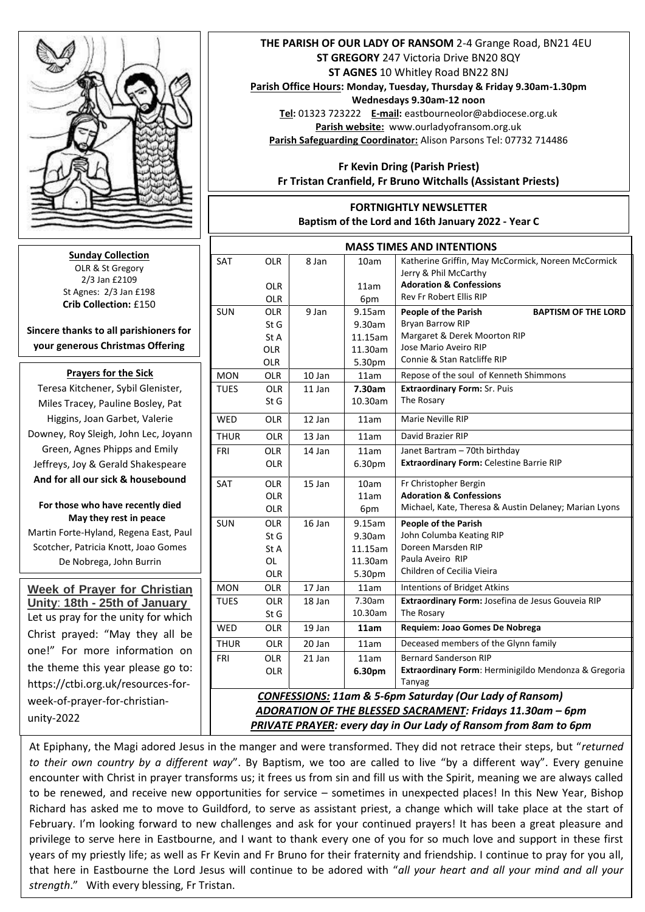**THE PARISH OF OUR LADY OF RANSOM** 2-4 Grange Road, BN21 4EU
**ST GREGORY** 247 Victoria Drive BN20 8QY
**ST AGNES** 10 Whitley Road BN22 8NJ
**Parish Office Hours: Monday, Tuesday, Thursday & Friday 9.30am-1.30pm**
**Wednesdays 9.30am-12 noon**
**Tel:** 01323 723222 **E-mail:** eastbourneolor@abdiocese.org.uk
**Parish website:** www.ourladyofransom.org.uk
**Parish Safeguarding Coordinator:** Alison Parsons Tel: 07732 714486

**Fr Kevin Dring (Parish Priest)**
**Fr Tristan Cranfield, Fr Bruno Witchalls (Assistant Priests)**

**FORTNIGHTLY NEWSLETTER**
**Baptism of the Lord and 16th January 2022 - Year C**

**MASS TIMES AND INTENTIONS**

| | | | | |
|---|---|---|---|---|
| SAT | OLR | 8 Jan | 10am | Katherine Griffin, May McCormick, Noreen McCormick Jerry & Phil McCarthy |
| | OLR | | 11am | **Adoration & Confessions** |
| | OLR | | 6pm | Rev Fr Robert Ellis RIP |
| SUN | OLR | 9 Jan | 9.15am | **People of the Parish** **BAPTISM OF THE LORD** |
| | St G | | 9.30am | Bryan Barrow RIP |
| | St A | | 11.15am | Margaret & Derek Moorton RIP |
| | OLR | | 11.30am | Jose Mario Aveiro RIP |
| | OLR | | 5.30pm | Connie & Stan Ratcliffe RIP |
| MON | OLR | 10 Jan | 11am | Repose of the soul of Kenneth Shimmons |
| TUES | OLR | 11 Jan | **7.30am** | **Extraordinary Form:** Sr. Puis |
| | St G | | 10.30am | The Rosary |
| WED | OLR | 12 Jan | 11am | Marie Neville RIP |
| THUR | OLR | 13 Jan | 11am | David Brazier RIP |
| FRI | OLR | 14 Jan | 11am | Janet Bartram – 70th birthday |
| | OLR | | 6.30pm | **Extraordinary Form:** Celestine Barrie RIP |
| SAT | OLR | 15 Jan | 10am | Fr Christopher Bergin |
| | OLR | | 11am | **Adoration & Confessions** |
| | OLR | | 6pm | Michael, Kate, Theresa & Austin Delaney; Marian Lyons |
| SUN | OLR | 16 Jan | 9.15am | **People of the Parish** |
| | St G | | 9.30am | John Columba Keating RIP |
| | St A | | 11.15am | Doreen Marsden RIP |
| | OL | | 11.30am | Paula Aveiro RIP |
| | OLR | | 5.30pm | Children of Cecilia Vieira |
| MON | OLR | 17 Jan | 11am | Intentions of Bridget Atkins |
| TUES | OLR | 18 Jan | 7.30am | **Extraordinary Form:** Josefina de Jesus Gouveia RIP |
| | St G | | 10.30am | The Rosary |
| WED | OLR | 19 Jan | **11am** | **Requiem: Joao Gomes De Nobrega** |
| THUR | OLR | 20 Jan | 11am | Deceased members of the Glynn family |
| FRI | OLR | 21 Jan | 11am | Bernard Sanderson RIP |
| | OLR | | **6.30pm** | **Extraordinary Form**: Herminigildo Mendonza & Gregoria Tanyag |

***CONFESSIONS:** 11am & 5-6pm Saturday (Our Lady of Ransom)*
***ADORATION OF THE BLESSED SACRAMENT:** Fridays 11.30am – 6pm*
***PRIVATE PRAYER:** every day in Our Lady of Ransom from 8am to 6pm*

**Sunday Collection**
OLR & St Gregory
2/3 Jan £2109
St Agnes: 2/3 Jan £198
**Crib Collection:** £150

**Sincere thanks to all parishioners for your generous Christmas Offering**

**Prayers for the Sick**

Teresa Kitchener, Sybil Glenister, Miles Tracey, Pauline Bosley, Pat Higgins, Joan Garbet, Valerie Downey, Roy Sleigh, John Lec, Joyann Green, Agnes Phipps and Emily Jeffreys, Joy & Gerald Shakespeare
**And for all our sick & housebound**

**For those who have recently died May they rest in peace**
Martin Forte-Hyland, Regena East, Paul Scotcher, Patricia Knott, Joao Gomes De Nobrega, John Burrin

**Week of Prayer for Christian Unity: 18th - 25th of January**

Let us pray for the unity for which Christ prayed: "May they all be one!" For more information on the theme this year please go to: https://ctbi.org.uk/resources-for-week-of-prayer-for-christian-unity-2022

At Epiphany, the Magi adored Jesus in the manger and were transformed. They did not retrace their steps, but "*returned to their own country by a different way*". By Baptism, we too are called to live "by a different way". Every genuine encounter with Christ in prayer transforms us; it frees us from sin and fill us with the Spirit, meaning we are always called to be renewed, and receive new opportunities for service – sometimes in unexpected places! In this New Year, Bishop Richard has asked me to move to Guildford, to serve as assistant priest, a change which will take place at the start of February. I'm looking forward to new challenges and ask for your continued prayers! It has been a great pleasure and privilege to serve here in Eastbourne, and I want to thank every one of you for so much love and support in these first years of my priestly life; as well as Fr Kevin and Fr Bruno for their fraternity and friendship. I continue to pray for you all, that here in Eastbourne the Lord Jesus will continue to be adored with "*all your heart and all your mind and all your strength*." With every blessing, Fr Tristan.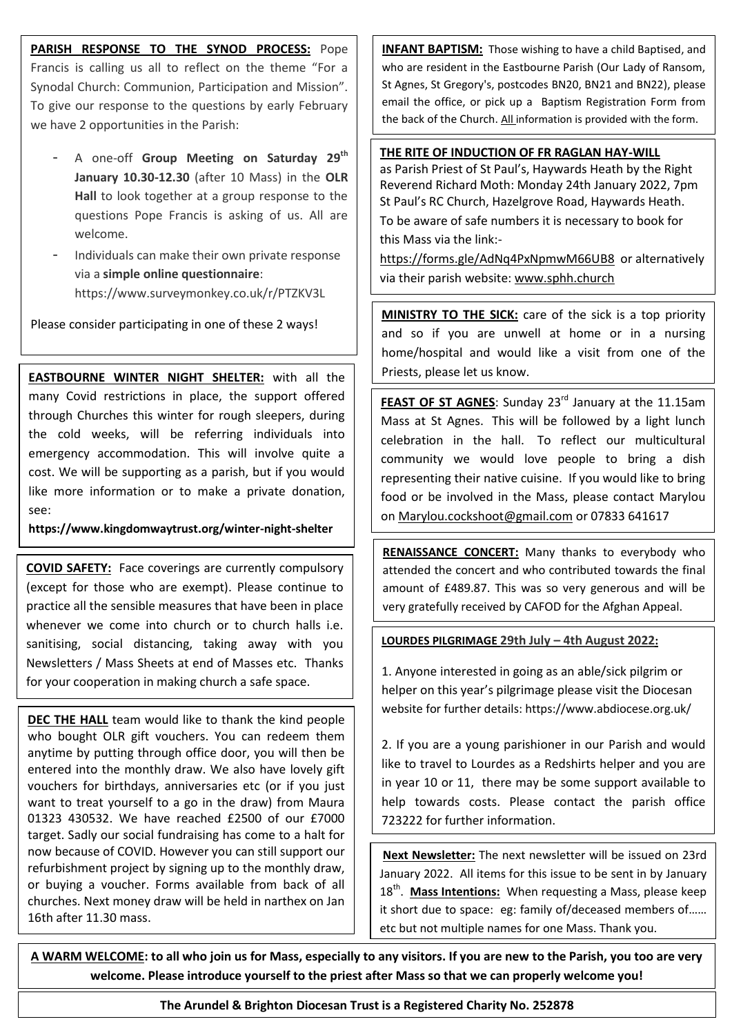**PARISH RESPONSE TO THE SYNOD PROCESS:** Pope Francis is calling us all to reflect on the theme "For a Synodal Church: Communion, Participation and Mission". To give our response to the questions by early February we have 2 opportunities in the Parish:

- A one-off **Group Meeting on Saturday 29th January 10.30-12.30** (after 10 Mass) in the **OLR Hall** to look together at a group response to the questions Pope Francis is asking of us. All are welcome.
- Individuals can make their own private response via a **simple online questionnaire**: https://www.surveymonkey.co.uk/r/PTZKV3L

Please consider participating in one of these 2 ways!

**EASTBOURNE WINTER NIGHT SHELTER:** with all the many Covid restrictions in place, the support offered through Churches this winter for rough sleepers, during the cold weeks, will be referring individuals into emergency accommodation. This will involve quite a cost. We will be supporting as a parish, but if you would like more information or to make a private donation, see:

**https://www.kingdomwaytrust.org/winter-night-shelter**

**COVID SAFETY:** Face coverings are currently compulsory (except for those who are exempt). Please continue to practice all the sensible measures that have been in place whenever we come into church or to church halls i.e. sanitising, social distancing, taking away with you Newsletters / Mass Sheets at end of Masses etc. Thanks for your cooperation in making church a safe space.

**DEC THE HALL** team would like to thank the kind people who bought OLR gift vouchers. You can redeem them anytime by putting through office door, you will then be entered into the monthly draw. We also have lovely gift vouchers for birthdays, anniversaries etc (or if you just want to treat yourself to a go in the draw) from Maura 01323 430532. We have reached £2500 of our £7000 target. Sadly our social fundraising has come to a halt for now because of COVID. However you can still support our refurbishment project by signing up to the monthly draw, or buying a voucher. Forms available from back of all churches. Next money draw will be held in narthex on Jan 16th after 11.30 mass.

**INFANT BAPTISM:** Those wishing to have a child Baptised, and who are resident in the Eastbourne Parish (Our Lady of Ransom, St Agnes, St Gregory's, postcodes BN20, BN21 and BN22), please email the office, or pick up a Baptism Registration Form from the back of the Church. All information is provided with the form.

**THE RITE OF INDUCTION OF FR RAGLAN HAY-WILL**

as Parish Priest of St Paul's, Haywards Heath by the Right Reverend Richard Moth: Monday 24th January 2022, 7pm St Paul's RC Church, Hazelgrove Road, Haywards Heath. To be aware of safe numbers it is necessary to book for this Mass via the link:-

https://forms.gle/AdNq4PxNpmwM66UB8 or alternatively via their parish website: www.sphh.church

**MINISTRY TO THE SICK:** care of the sick is a top priority and so if you are unwell at home or in a nursing home/hospital and would like a visit from one of the Priests, please let us know.

**FEAST OF ST AGNES**: Sunday 23rd January at the 11.15am Mass at St Agnes. This will be followed by a light lunch celebration in the hall. To reflect our multicultural community we would love people to bring a dish representing their native cuisine. If you would like to bring food or be involved in the Mass, please contact Marylou on Marylou.cockshoot@gmail.com or 07833 641617

**RENAISSANCE CONCERT:** Many thanks to everybody who attended the concert and who contributed towards the final amount of £489.87. This was so very generous and will be very gratefully received by CAFOD for the Afghan Appeal.

**LOURDES PILGRIMAGE 29th July – 4th August 2022:**

1. Anyone interested in going as an able/sick pilgrim or helper on this year's pilgrimage please visit the Diocesan website for further details: https://www.abdiocese.org.uk/

2. If you are a young parishioner in our Parish and would like to travel to Lourdes as a Redshirts helper and you are in year 10 or 11, there may be some support available to help towards costs. Please contact the parish office 723222 for further information.

**Next Newsletter:** The next newsletter will be issued on 23rd January 2022. All items for this issue to be sent in by January 18th. **Mass Intentions:** When requesting a Mass, please keep it short due to space: eg: family of/deceased members of…… etc but not multiple names for one Mass. Thank you.

**A WARM WELCOME: to all who join us for Mass, especially to any visitors. If you are new to the Parish, you too are very welcome. Please introduce yourself to the priest after Mass so that we can properly welcome you!**

**The Arundel & Brighton Diocesan Trust is a Registered Charity No. 252878**